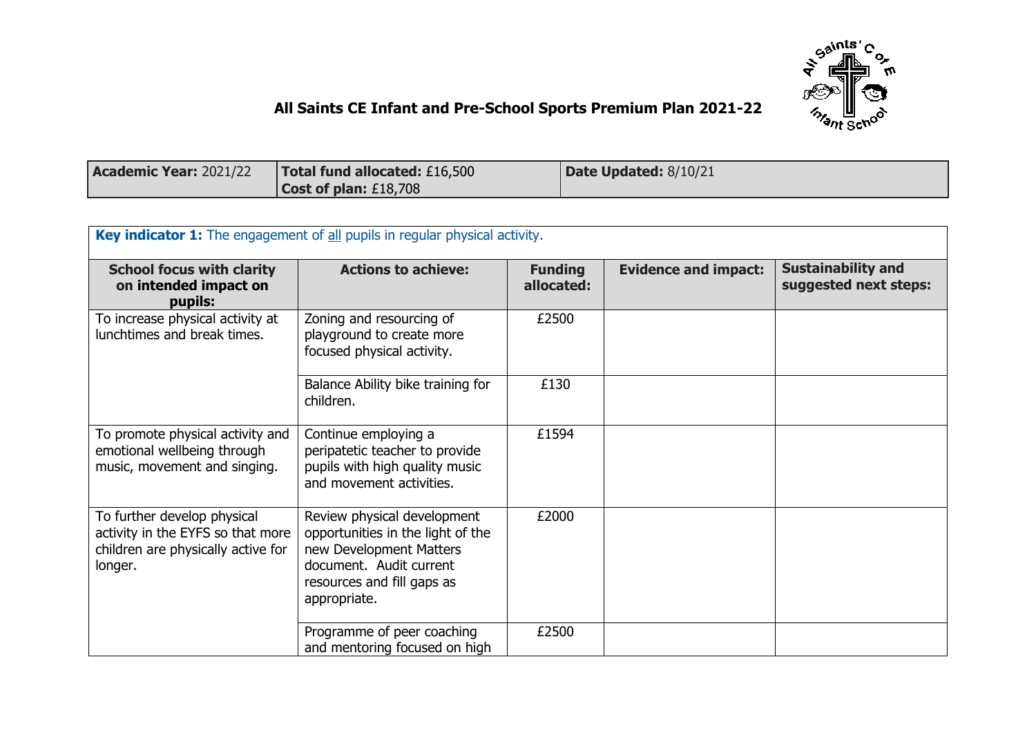# All Saints CE Infant and Pre-School Sports Premium Plan 2021-22

| **Academic Year:** 2021/22 | **Total fund allocated:** £16,500<br>**Cost of plan:** £18,708 | **Date Updated:** 8/10/21 |
|---|---|---|

**Key indicator 1:** The engagement of all pupils in regular physical activity.

| School focus with clarity on intended impact on pupils: | Actions to achieve: | Funding allocated: | Evidence and impact: | Sustainability and suggested next steps: |
|---|---|---|---|---|
| To increase physical activity at lunchtimes and break times. | Zoning and resourcing of playground to create more focused physical activity. | £2500 | | |
| | Balance Ability bike training for children. | £130 | | |
| To promote physical activity and emotional wellbeing through music, movement and singing. | Continue employing a peripatetic teacher to provide pupils with high quality music and movement activities. | £1594 | | |
| To further develop physical activity in the EYFS so that more children are physically active for longer. | Review physical development opportunities in the light of the new Development Matters document. Audit current resources and fill gaps as appropriate. | £2000 | | |
| | Programme of peer coaching and mentoring focused on high | £2500 | | |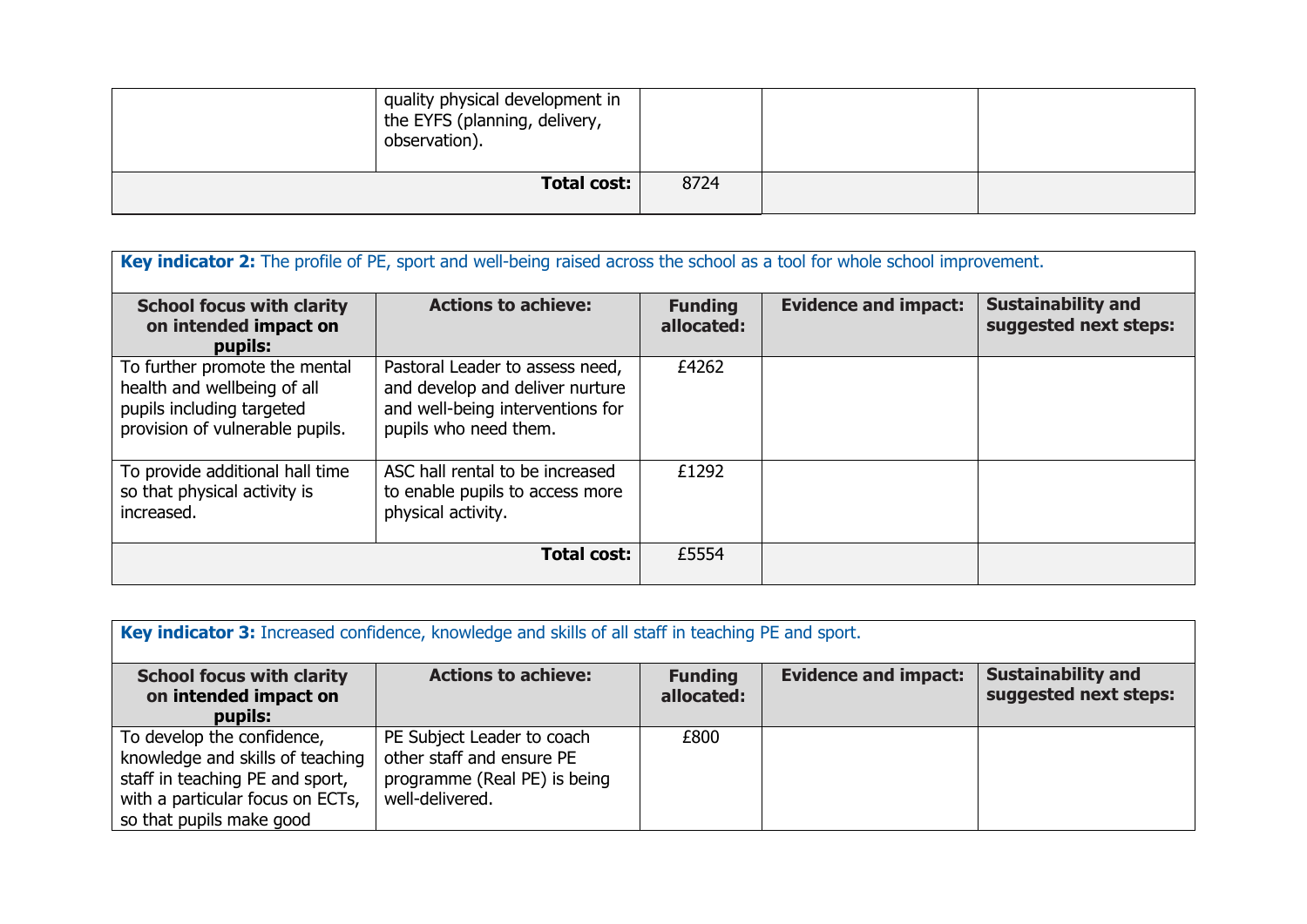| | | | | |
|---|---|---|---|---|
| | quality physical development in the EYFS (planning, delivery, observation). | | | |
| | **Total cost:** | 8724 | | |

| **Key indicator 2:** The profile of PE, sport and well-being raised across the school as a tool for whole school improvement. | | | | |
|---|---|---|---|---|
| **School focus with clarity on intended impact on pupils:** | **Actions to achieve:** | **Funding allocated:** | **Evidence and impact:** | **Sustainability and suggested next steps:** |
| To further promote the mental health and wellbeing of all pupils including targeted provision of vulnerable pupils. | Pastoral Leader to assess need, and develop and deliver nurture and well-being interventions for pupils who need them. | £4262 | | |
| To provide additional hall time so that physical activity is increased. | ASC hall rental to be increased to enable pupils to access more physical activity. | £1292 | | |
| | **Total cost:** | £5554 | | |

| **Key indicator 3:** Increased confidence, knowledge and skills of all staff in teaching PE and sport. | | | | |
|---|---|---|---|---|
| **School focus with clarity on intended impact on pupils:** | **Actions to achieve:** | **Funding allocated:** | **Evidence and impact:** | **Sustainability and suggested next steps:** |
| To develop the confidence, knowledge and skills of teaching staff in teaching PE and sport, with a particular focus on ECTs, so that pupils make good | PE Subject Leader to coach other staff and ensure PE programme (Real PE) is being well-delivered. | £800 | | |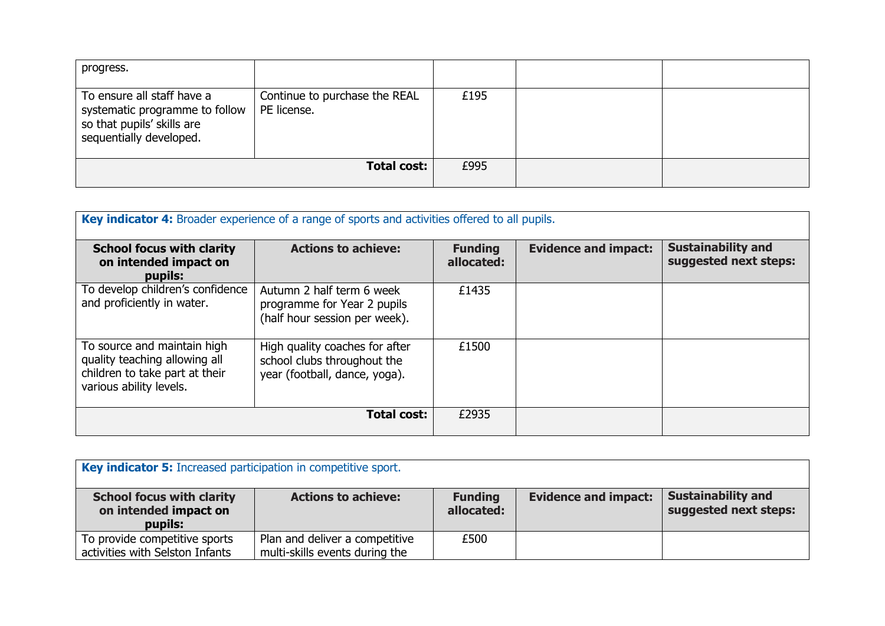| | | | | |
|---|---|---|---|---|
| progress. | | | | |
| To ensure all staff have a systematic programme to follow so that pupils' skills are sequentially developed. | Continue to purchase the REAL PE license. | £195 | | |
| | **Total cost:** | £995 | | |

| **Key indicator 4:** Broader experience of a range of sports and activities offered to all pupils. | | | | |
|---|---|---|---|---|
| **School focus with clarity on intended impact on pupils:** | **Actions to achieve:** | **Funding allocated:** | **Evidence and impact:** | **Sustainability and suggested next steps:** |
| To develop children's confidence and proficiently in water. | Autumn 2 half term 6 week programme for Year 2 pupils (half hour session per week). | £1435 | | |
| To source and maintain high quality teaching allowing all children to take part at their various ability levels. | High quality coaches for after school clubs throughout the year (football, dance, yoga). | £1500 | | |
| | **Total cost:** | £2935 | | |

| **Key indicator 5:** Increased participation in competitive sport. | | | | |
|---|---|---|---|---|
| **School focus with clarity on intended impact on pupils:** | **Actions to achieve:** | **Funding allocated:** | **Evidence and impact:** | **Sustainability and suggested next steps:** |
| To provide competitive sports activities with Selston Infants | Plan and deliver a competitive multi-skills events during the | £500 | | |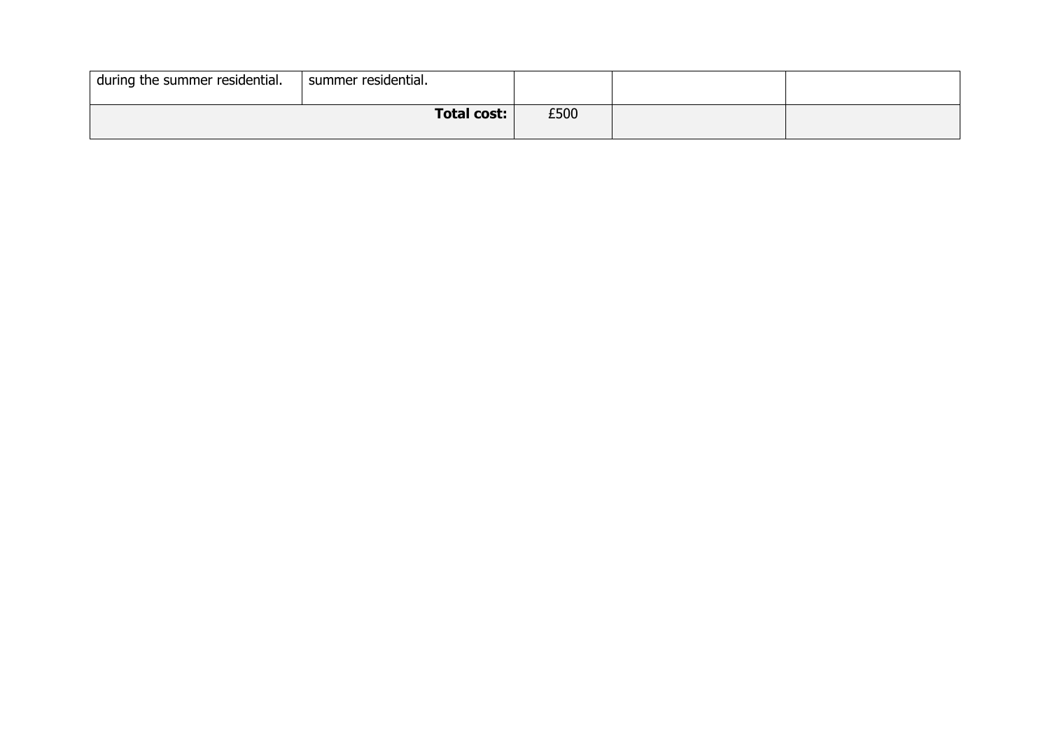| | | | | |
|---|---|---|---|---|
| during the summer residential. | summer residential. | | | |
| | **Total cost:** | £500 | | |